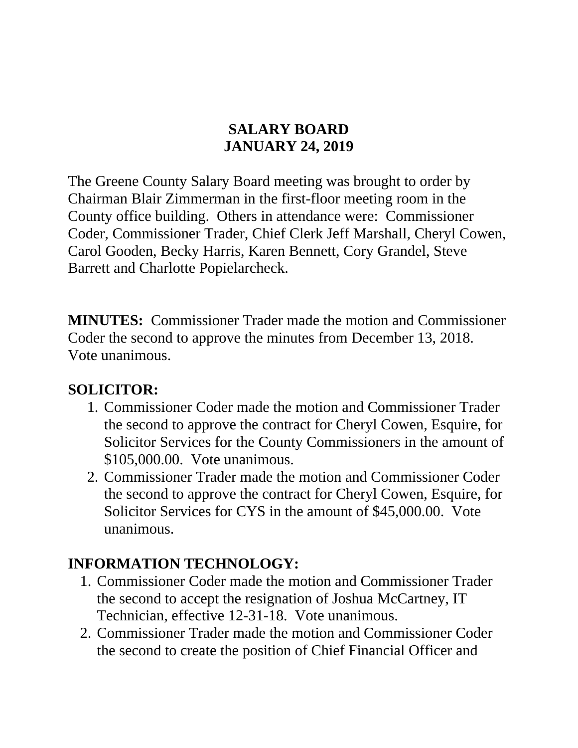# SALARY BOARD
# JANUARY 24, 2019

The Greene County Salary Board meeting was brought to order by Chairman Blair Zimmerman in the first-floor meeting room in the County office building. Others in attendance were: Commissioner Coder, Commissioner Trader, Chief Clerk Jeff Marshall, Cheryl Cowen, Carol Gooden, Becky Harris, Karen Bennett, Cory Grandel, Steve Barrett and Charlotte Popielarcheck.

**MINUTES:** Commissioner Trader made the motion and Commissioner Coder the second to approve the minutes from December 13, 2018. Vote unanimous.

## SOLICITOR:

1. Commissioner Coder made the motion and Commissioner Trader the second to approve the contract for Cheryl Cowen, Esquire, for Solicitor Services for the County Commissioners in the amount of $105,000.00. Vote unanimous.
2. Commissioner Trader made the motion and Commissioner Coder the second to approve the contract for Cheryl Cowen, Esquire, for Solicitor Services for CYS in the amount of $45,000.00. Vote unanimous.

## INFORMATION TECHNOLOGY:

1. Commissioner Coder made the motion and Commissioner Trader the second to accept the resignation of Joshua McCartney, IT Technician, effective 12-31-18. Vote unanimous.
2. Commissioner Trader made the motion and Commissioner Coder the second to create the position of Chief Financial Officer and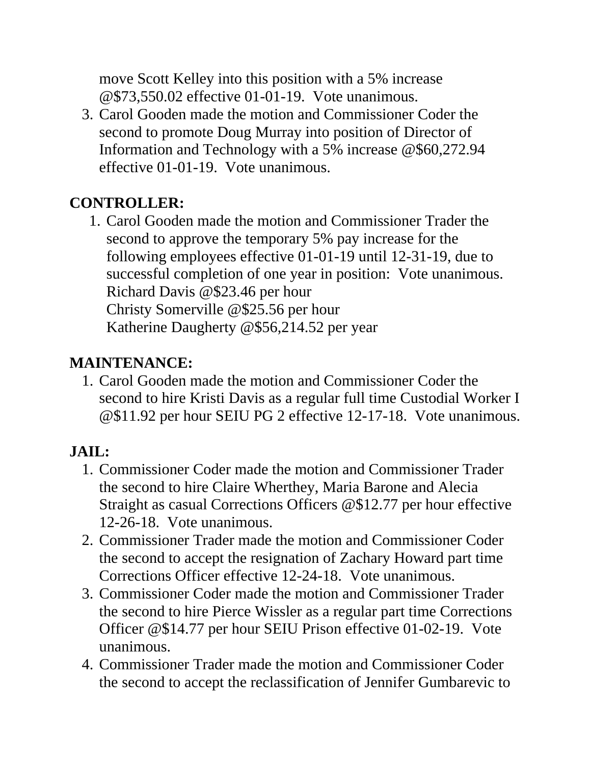move Scott Kelley into this position with a 5% increase @$73,550.02 effective 01-01-19. Vote unanimous.

3. Carol Gooden made the motion and Commissioner Coder the second to promote Doug Murray into position of Director of Information and Technology with a 5% increase @$60,272.94 effective 01-01-19. Vote unanimous.

**CONTROLLER:**

1. Carol Gooden made the motion and Commissioner Trader the second to approve the temporary 5% pay increase for the following employees effective 01-01-19 until 12-31-19, due to successful completion of one year in position: Vote unanimous.
   Richard Davis @$23.46 per hour
   Christy Somerville @$25.56 per hour
   Katherine Daugherty @$56,214.52 per year

**MAINTENANCE:**

1. Carol Gooden made the motion and Commissioner Coder the second to hire Kristi Davis as a regular full time Custodial Worker I @$11.92 per hour SEIU PG 2 effective 12-17-18. Vote unanimous.

**JAIL:**

1. Commissioner Coder made the motion and Commissioner Trader the second to hire Claire Wherthey, Maria Barone and Alecia Straight as casual Corrections Officers @$12.77 per hour effective 12-26-18. Vote unanimous.
2. Commissioner Trader made the motion and Commissioner Coder the second to accept the resignation of Zachary Howard part time Corrections Officer effective 12-24-18. Vote unanimous.
3. Commissioner Coder made the motion and Commissioner Trader the second to hire Pierce Wissler as a regular part time Corrections Officer @$14.77 per hour SEIU Prison effective 01-02-19. Vote unanimous.
4. Commissioner Trader made the motion and Commissioner Coder the second to accept the reclassification of Jennifer Gumbarevic to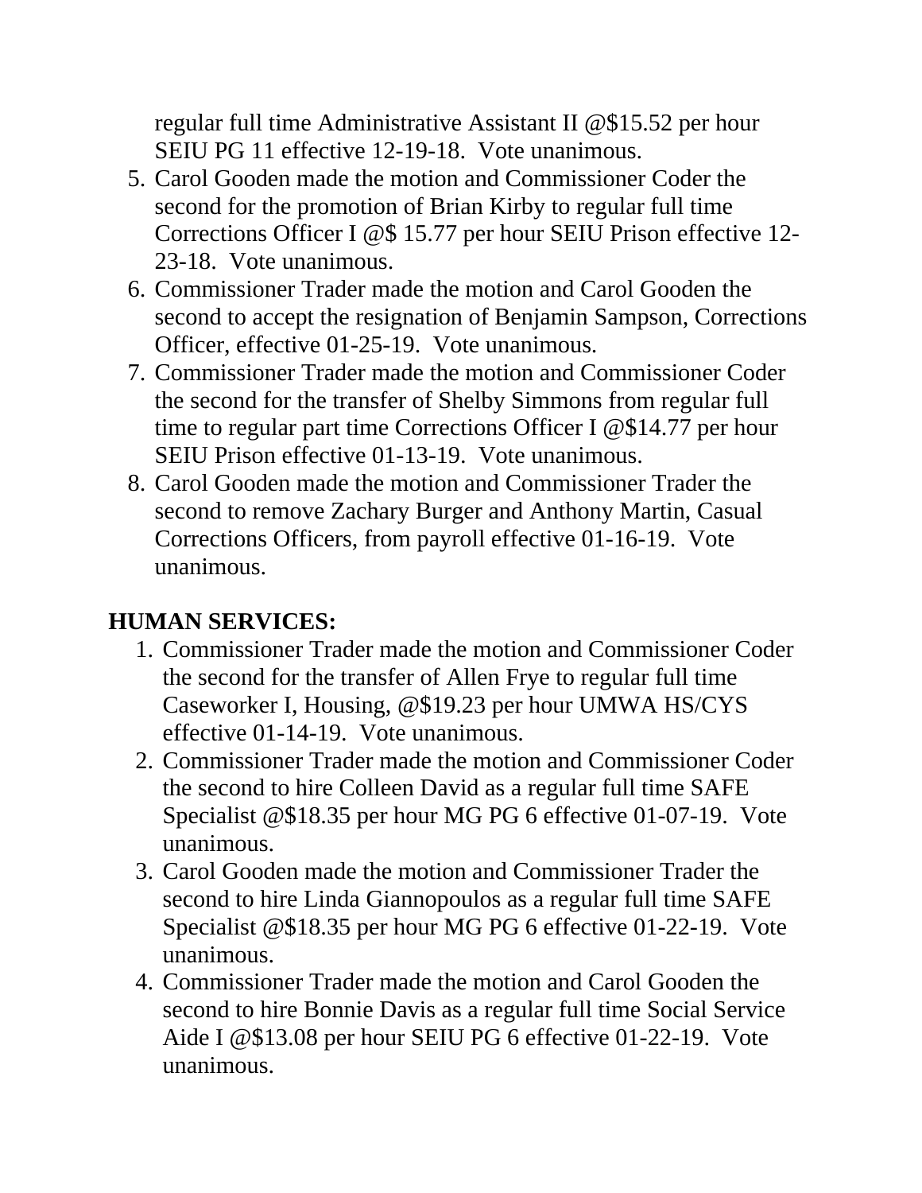regular full time Administrative Assistant II @$15.52 per hour SEIU PG 11 effective 12-19-18. Vote unanimous.

5. Carol Gooden made the motion and Commissioner Coder the second for the promotion of Brian Kirby to regular full time Corrections Officer I @$ 15.77 per hour SEIU Prison effective 12-23-18. Vote unanimous.
6. Commissioner Trader made the motion and Carol Gooden the second to accept the resignation of Benjamin Sampson, Corrections Officer, effective 01-25-19. Vote unanimous.
7. Commissioner Trader made the motion and Commissioner Coder the second for the transfer of Shelby Simmons from regular full time to regular part time Corrections Officer I @$14.77 per hour SEIU Prison effective 01-13-19. Vote unanimous.
8. Carol Gooden made the motion and Commissioner Trader the second to remove Zachary Burger and Anthony Martin, Casual Corrections Officers, from payroll effective 01-16-19. Vote unanimous.

**HUMAN SERVICES:**

1. Commissioner Trader made the motion and Commissioner Coder the second for the transfer of Allen Frye to regular full time Caseworker I, Housing, @$19.23 per hour UMWA HS/CYS effective 01-14-19. Vote unanimous.
2. Commissioner Trader made the motion and Commissioner Coder the second to hire Colleen David as a regular full time SAFE Specialist @$18.35 per hour MG PG 6 effective 01-07-19. Vote unanimous.
3. Carol Gooden made the motion and Commissioner Trader the second to hire Linda Giannopoulos as a regular full time SAFE Specialist @$18.35 per hour MG PG 6 effective 01-22-19. Vote unanimous.
4. Commissioner Trader made the motion and Carol Gooden the second to hire Bonnie Davis as a regular full time Social Service Aide I @$13.08 per hour SEIU PG 6 effective 01-22-19. Vote unanimous.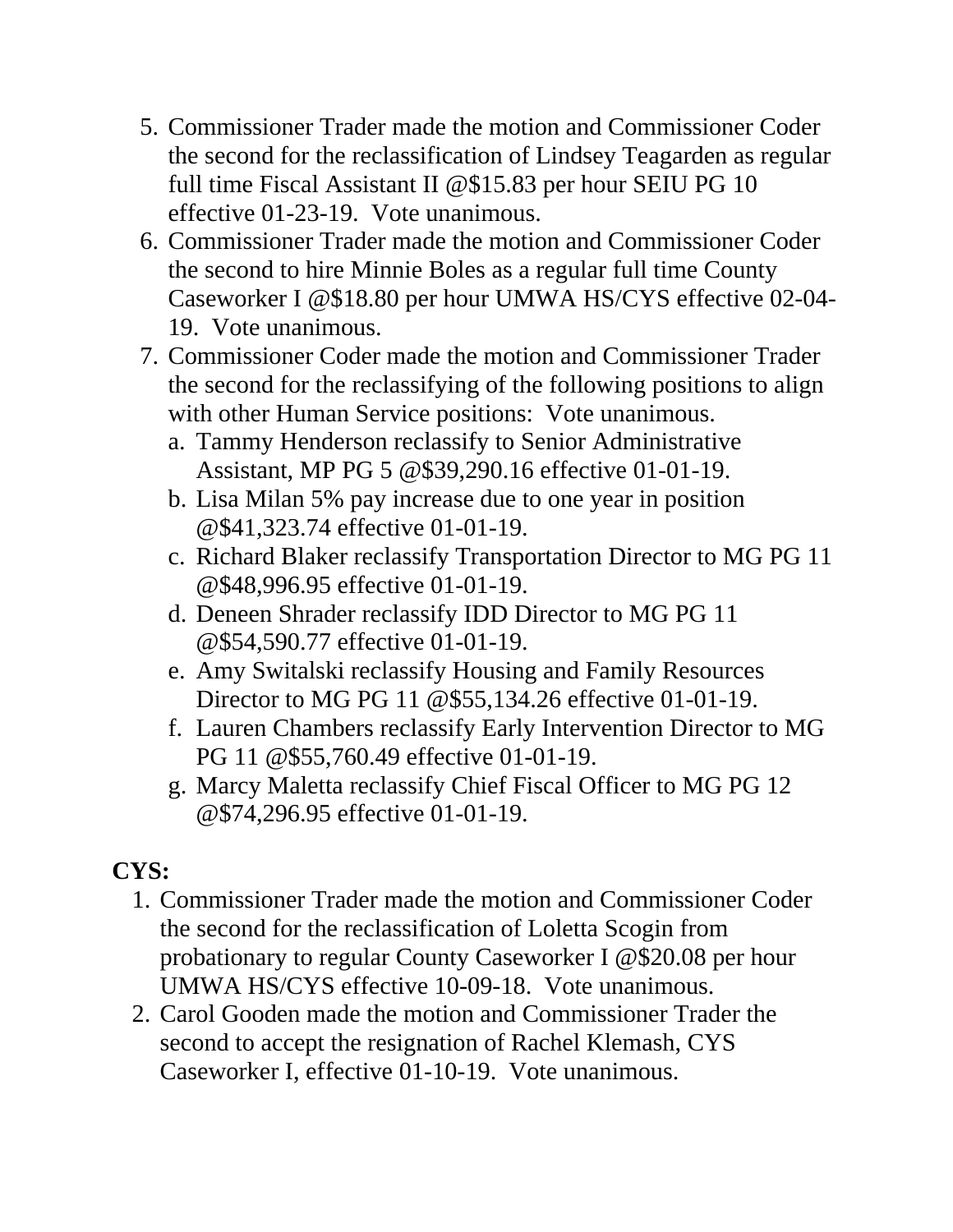5. Commissioner Trader made the motion and Commissioner Coder the second for the reclassification of Lindsey Teagarden as regular full time Fiscal Assistant II @$15.83 per hour SEIU PG 10 effective 01-23-19.  Vote unanimous.
6. Commissioner Trader made the motion and Commissioner Coder the second to hire Minnie Boles as a regular full time County Caseworker I @$18.80 per hour UMWA HS/CYS effective 02-04-19.  Vote unanimous.
7. Commissioner Coder made the motion and Commissioner Trader the second for the reclassifying of the following positions to align with other Human Service positions:  Vote unanimous.
   a. Tammy Henderson reclassify to Senior Administrative Assistant, MP PG 5 @$39,290.16 effective 01-01-19.
   b. Lisa Milan 5% pay increase due to one year in position @$41,323.74 effective 01-01-19.
   c. Richard Blaker reclassify Transportation Director to MG PG 11 @$48,996.95 effective 01-01-19.
   d. Deneen Shrader reclassify IDD Director to MG PG 11 @$54,590.77 effective 01-01-19.
   e. Amy Switalski reclassify Housing and Family Resources Director to MG PG 11 @$55,134.26 effective 01-01-19.
   f. Lauren Chambers reclassify Early Intervention Director to MG PG 11 @$55,760.49 effective 01-01-19.
   g. Marcy Maletta reclassify Chief Fiscal Officer to MG PG 12 @$74,296.95 effective 01-01-19.

**CYS:**

1. Commissioner Trader made the motion and Commissioner Coder the second for the reclassification of Loletta Scogin from probationary to regular County Caseworker I @$20.08 per hour UMWA HS/CYS effective 10-09-18.  Vote unanimous.
2. Carol Gooden made the motion and Commissioner Trader the second to accept the resignation of Rachel Klemash, CYS Caseworker I, effective 01-10-19.  Vote unanimous.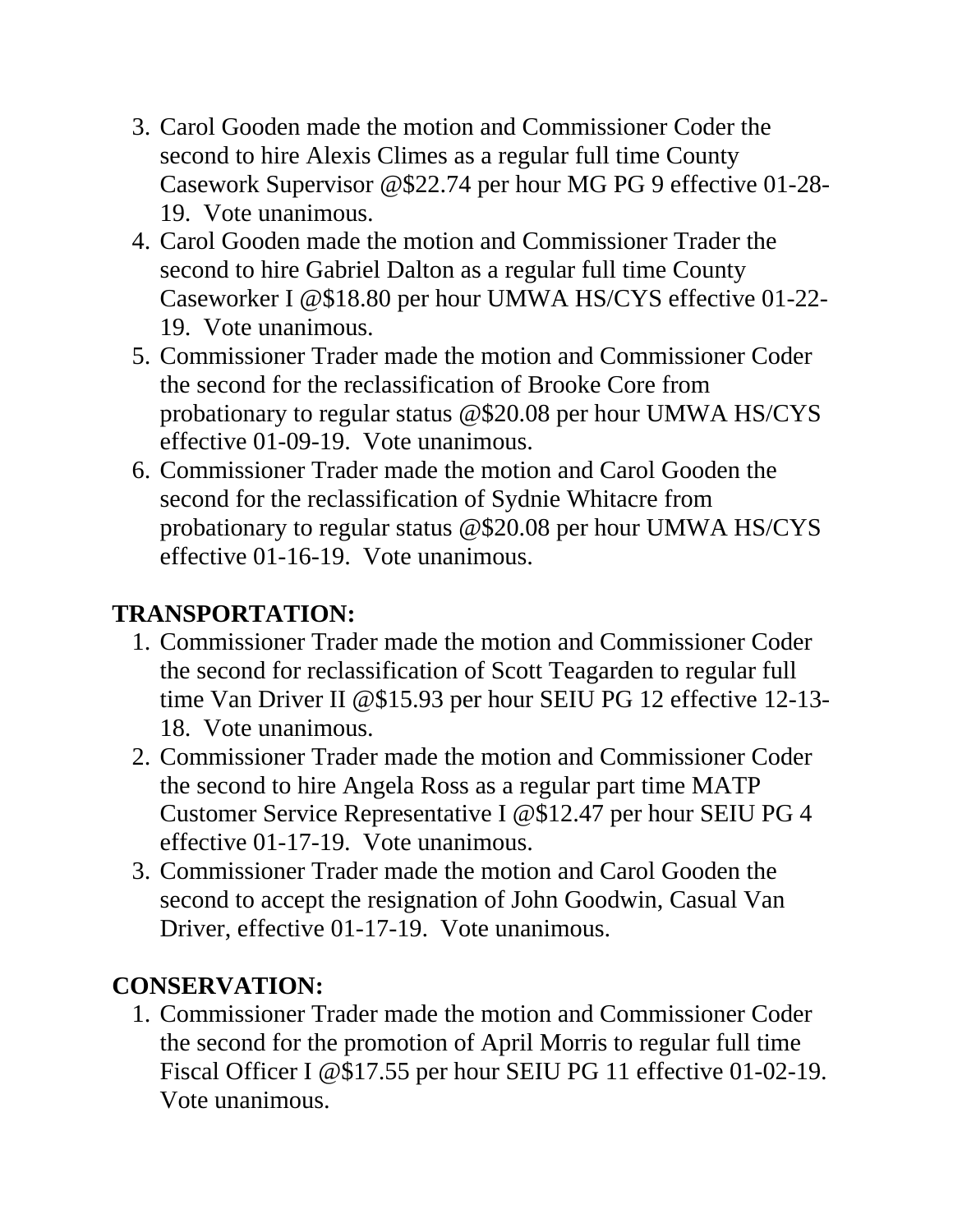3. Carol Gooden made the motion and Commissioner Coder the second to hire Alexis Climes as a regular full time County Casework Supervisor @$22.74 per hour MG PG 9 effective 01-28-19. Vote unanimous.
4. Carol Gooden made the motion and Commissioner Trader the second to hire Gabriel Dalton as a regular full time County Caseworker I @$18.80 per hour UMWA HS/CYS effective 01-22-19. Vote unanimous.
5. Commissioner Trader made the motion and Commissioner Coder the second for the reclassification of Brooke Core from probationary to regular status @$20.08 per hour UMWA HS/CYS effective 01-09-19. Vote unanimous.
6. Commissioner Trader made the motion and Carol Gooden the second for the reclassification of Sydnie Whitacre from probationary to regular status @$20.08 per hour UMWA HS/CYS effective 01-16-19. Vote unanimous.

**TRANSPORTATION:**

1. Commissioner Trader made the motion and Commissioner Coder the second for reclassification of Scott Teagarden to regular full time Van Driver II @$15.93 per hour SEIU PG 12 effective 12-13-18. Vote unanimous.
2. Commissioner Trader made the motion and Commissioner Coder the second to hire Angela Ross as a regular part time MATP Customer Service Representative I @$12.47 per hour SEIU PG 4 effective 01-17-19. Vote unanimous.
3. Commissioner Trader made the motion and Carol Gooden the second to accept the resignation of John Goodwin, Casual Van Driver, effective 01-17-19. Vote unanimous.

**CONSERVATION:**

1. Commissioner Trader made the motion and Commissioner Coder the second for the promotion of April Morris to regular full time Fiscal Officer I @$17.55 per hour SEIU PG 11 effective 01-02-19. Vote unanimous.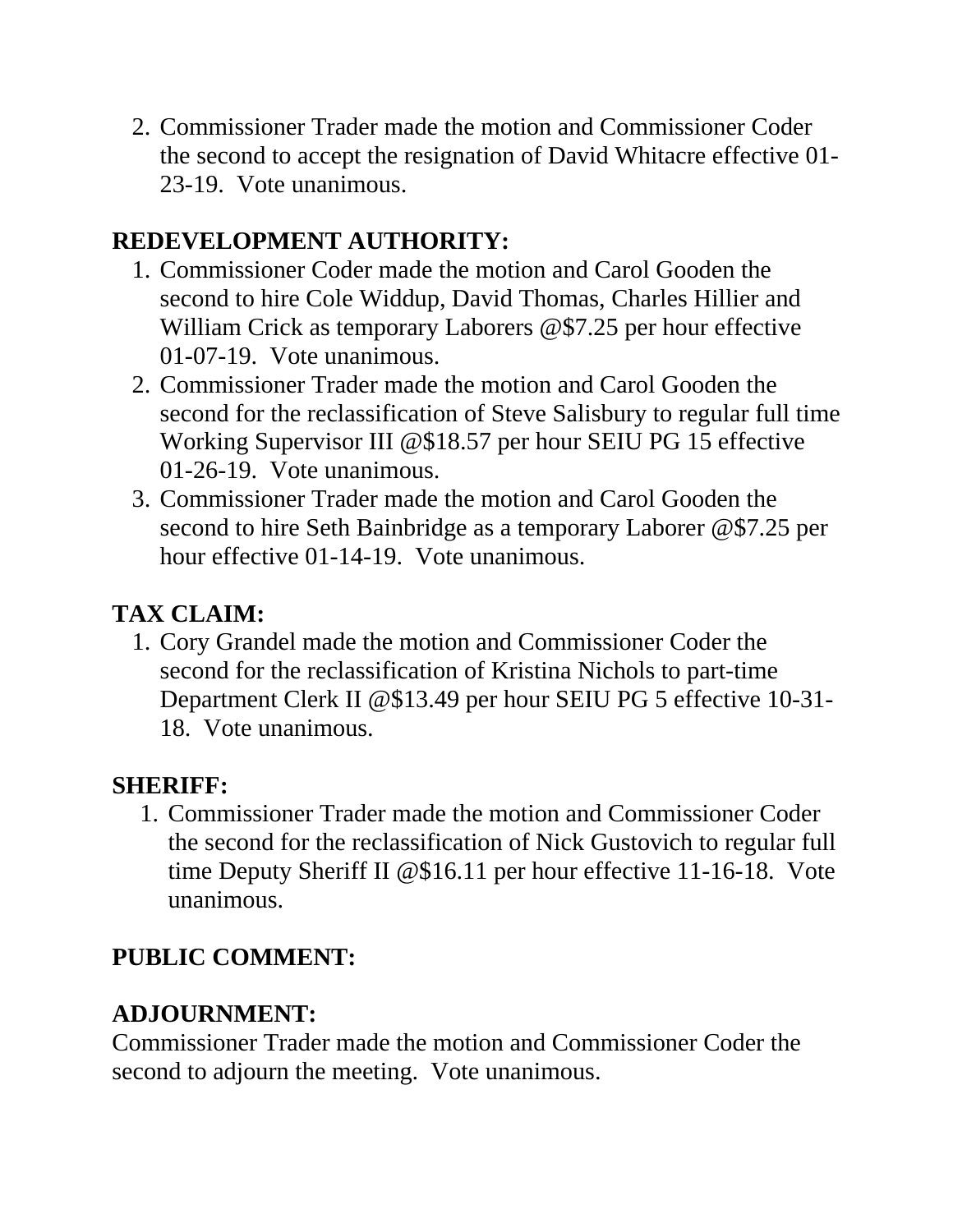2. Commissioner Trader made the motion and Commissioner Coder the second to accept the resignation of David Whitacre effective 01-23-19. Vote unanimous.

**REDEVELOPMENT AUTHORITY:**

1. Commissioner Coder made the motion and Carol Gooden the second to hire Cole Widdup, David Thomas, Charles Hillier and William Crick as temporary Laborers @$7.25 per hour effective 01-07-19. Vote unanimous.
2. Commissioner Trader made the motion and Carol Gooden the second for the reclassification of Steve Salisbury to regular full time Working Supervisor III @$18.57 per hour SEIU PG 15 effective 01-26-19. Vote unanimous.
3. Commissioner Trader made the motion and Carol Gooden the second to hire Seth Bainbridge as a temporary Laborer @$7.25 per hour effective 01-14-19. Vote unanimous.

**TAX CLAIM:**

1. Cory Grandel made the motion and Commissioner Coder the second for the reclassification of Kristina Nichols to part-time Department Clerk II @$13.49 per hour SEIU PG 5 effective 10-31-18. Vote unanimous.

**SHERIFF:**

1. Commissioner Trader made the motion and Commissioner Coder the second for the reclassification of Nick Gustovich to regular full time Deputy Sheriff II @$16.11 per hour effective 11-16-18. Vote unanimous.

**PUBLIC COMMENT:**

**ADJOURNMENT:**

Commissioner Trader made the motion and Commissioner Coder the second to adjourn the meeting. Vote unanimous.